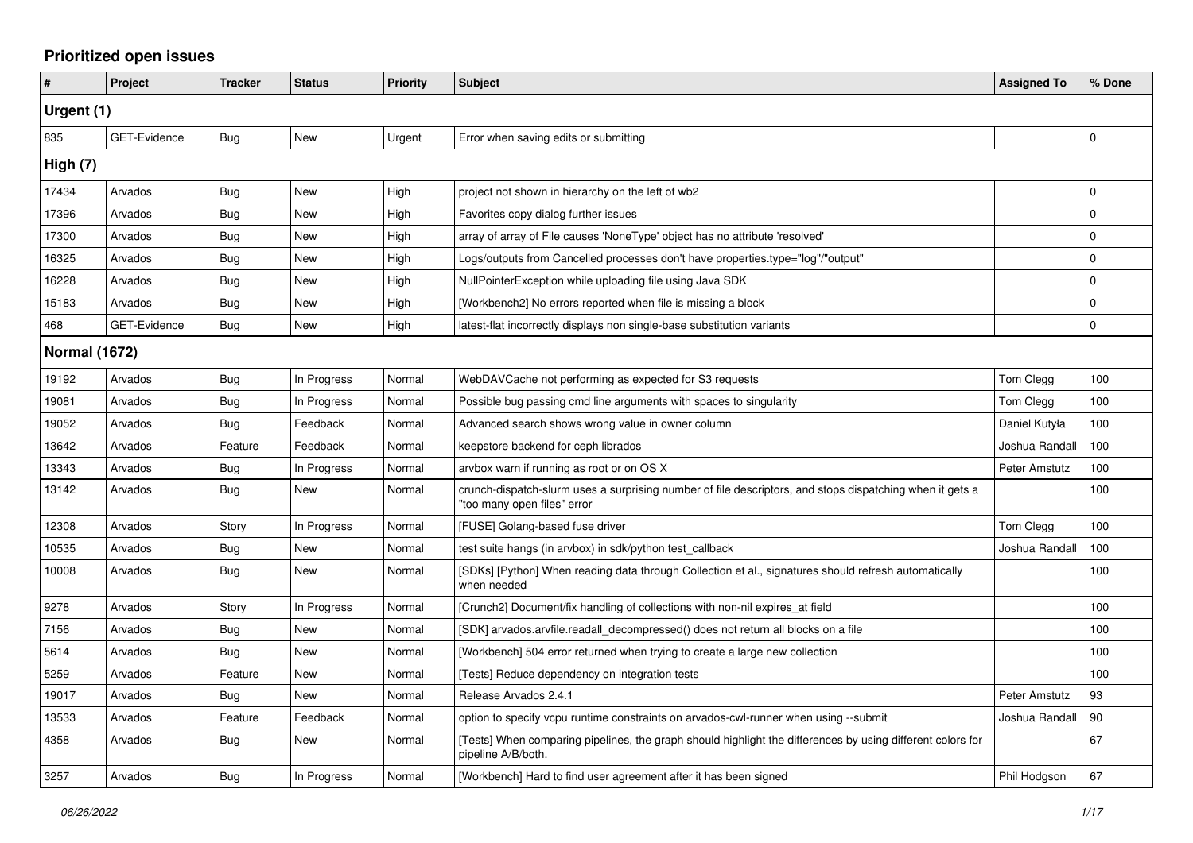# Prioritized open issues

| # | Project | Tracker | Status | Priority | Subject | Assigned To | % Done |
|---|---|---|---|---|---|---|---|
| **Urgent (1)** | | | | | | | |
| 835 | GET-Evidence | Bug | New | Urgent | Error when saving edits or submitting | | 0 |
| **High (7)** | | | | | | | |
| 17434 | Arvados | Bug | New | High | project not shown in hierarchy on the left of wb2 | | 0 |
| 17396 | Arvados | Bug | New | High | Favorites copy dialog further issues | | 0 |
| 17300 | Arvados | Bug | New | High | array of array of File causes 'NoneType' object has no attribute 'resolved' | | 0 |
| 16325 | Arvados | Bug | New | High | Logs/outputs from Cancelled processes don't have properties.type="log"/"output" | | 0 |
| 16228 | Arvados | Bug | New | High | NullPointerException while uploading file using Java SDK | | 0 |
| 15183 | Arvados | Bug | New | High | [Workbench2] No errors reported when file is missing a block | | 0 |
| 468 | GET-Evidence | Bug | New | High | latest-flat incorrectly displays non single-base substitution variants | | 0 |
| **Normal (1672)** | | | | | | | |
| 19192 | Arvados | Bug | In Progress | Normal | WebDAVCache not performing as expected for S3 requests | Tom Clegg | 100 |
| 19081 | Arvados | Bug | In Progress | Normal | Possible bug passing cmd line arguments with spaces to singularity | Tom Clegg | 100 |
| 19052 | Arvados | Bug | Feedback | Normal | Advanced search shows wrong value in owner column | Daniel Kutyła | 100 |
| 13642 | Arvados | Feature | Feedback | Normal | keepstore backend for ceph librados | Joshua Randall | 100 |
| 13343 | Arvados | Bug | In Progress | Normal | arvbox warn if running as root or on OS X | Peter Amstutz | 100 |
| 13142 | Arvados | Bug | New | Normal | crunch-dispatch-slurm uses a surprising number of file descriptors, and stops dispatching when it gets a "too many open files" error | | 100 |
| 12308 | Arvados | Story | In Progress | Normal | [FUSE] Golang-based fuse driver | Tom Clegg | 100 |
| 10535 | Arvados | Bug | New | Normal | test suite hangs (in arvbox) in sdk/python test_callback | Joshua Randall | 100 |
| 10008 | Arvados | Bug | New | Normal | [SDKs] [Python] When reading data through Collection et al., signatures should refresh automatically when needed | | 100 |
| 9278 | Arvados | Story | In Progress | Normal | [Crunch2] Document/fix handling of collections with non-nil expires_at field | | 100 |
| 7156 | Arvados | Bug | New | Normal | [SDK] arvados.arvfile.readall_decompressed() does not return all blocks on a file | | 100 |
| 5614 | Arvados | Bug | New | Normal | [Workbench] 504 error returned when trying to create a large new collection | | 100 |
| 5259 | Arvados | Feature | New | Normal | [Tests] Reduce dependency on integration tests | | 100 |
| 19017 | Arvados | Bug | New | Normal | Release Arvados 2.4.1 | Peter Amstutz | 93 |
| 13533 | Arvados | Feature | Feedback | Normal | option to specify vcpu runtime constraints on arvados-cwl-runner when using --submit | Joshua Randall | 90 |
| 4358 | Arvados | Bug | New | Normal | [Tests] When comparing pipelines, the graph should highlight the differences by using different colors for pipeline A/B/both. | | 67 |
| 3257 | Arvados | Bug | In Progress | Normal | [Workbench] Hard to find user agreement after it has been signed | Phil Hodgson | 67 |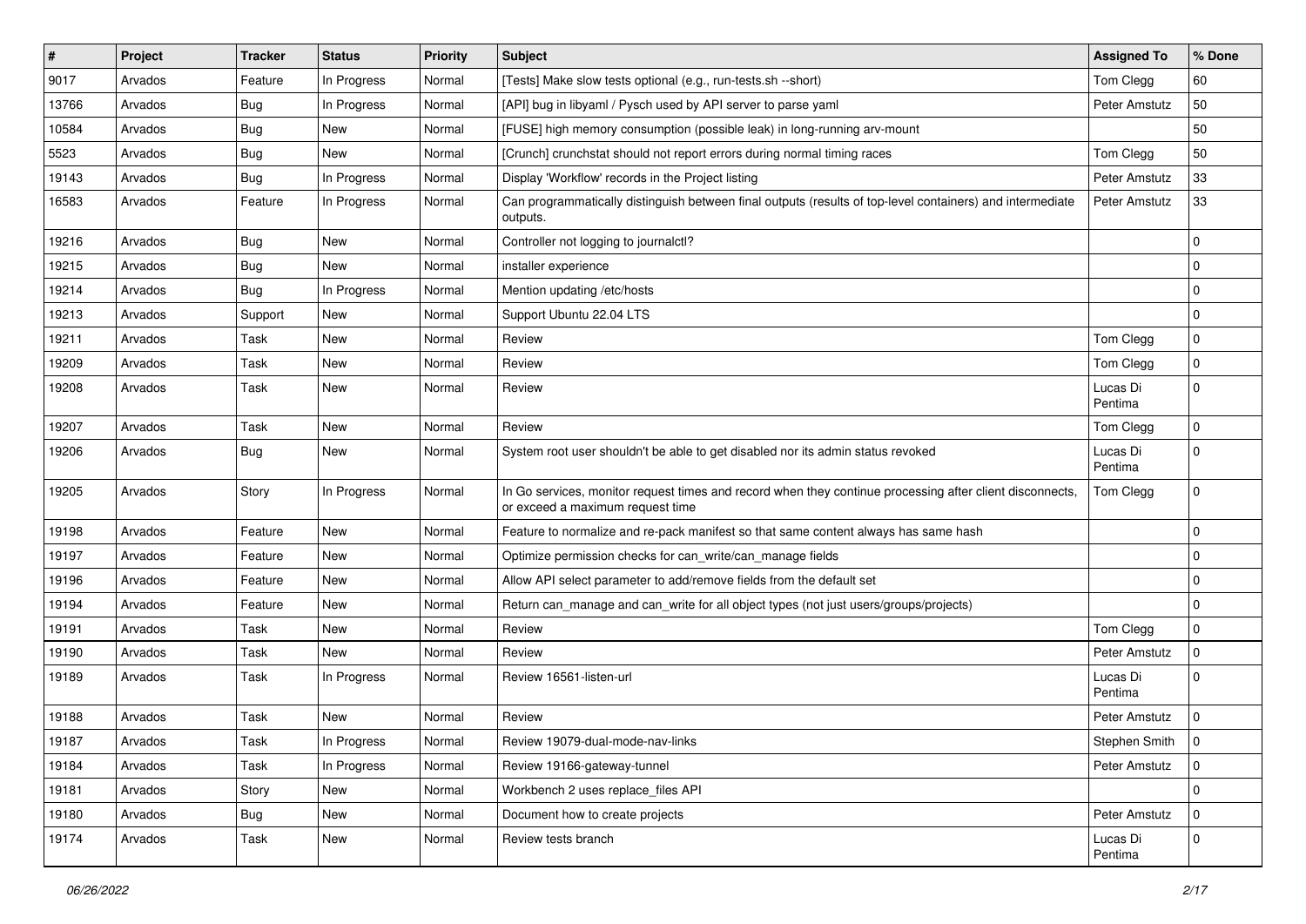| # | Project | Tracker | Status | Priority | Subject | Assigned To | % Done |
|---|---|---|---|---|---|---|---|
| 9017 | Arvados | Feature | In Progress | Normal | [Tests] Make slow tests optional (e.g., run-tests.sh --short) | Tom Clegg | 60 |
| 13766 | Arvados | Bug | In Progress | Normal | [API] bug in libyaml / Pysch used by API server to parse yaml | Peter Amstutz | 50 |
| 10584 | Arvados | Bug | New | Normal | [FUSE] high memory consumption (possible leak) in long-running arv-mount | | 50 |
| 5523 | Arvados | Bug | New | Normal | [Crunch] crunchstat should not report errors during normal timing races | Tom Clegg | 50 |
| 19143 | Arvados | Bug | In Progress | Normal | Display 'Workflow' records in the Project listing | Peter Amstutz | 33 |
| 16583 | Arvados | Feature | In Progress | Normal | Can programmatically distinguish between final outputs (results of top-level containers) and intermediate outputs. | Peter Amstutz | 33 |
| 19216 | Arvados | Bug | New | Normal | Controller not logging to journalctl? | | 0 |
| 19215 | Arvados | Bug | New | Normal | installer experience | | 0 |
| 19214 | Arvados | Bug | In Progress | Normal | Mention updating /etc/hosts | | 0 |
| 19213 | Arvados | Support | New | Normal | Support Ubuntu 22.04 LTS | | 0 |
| 19211 | Arvados | Task | New | Normal | Review | Tom Clegg | 0 |
| 19209 | Arvados | Task | New | Normal | Review | Tom Clegg | 0 |
| 19208 | Arvados | Task | New | Normal | Review | Lucas Di Pentima | 0 |
| 19207 | Arvados | Task | New | Normal | Review | Tom Clegg | 0 |
| 19206 | Arvados | Bug | New | Normal | System root user shouldn't be able to get disabled nor its admin status revoked | Lucas Di Pentima | 0 |
| 19205 | Arvados | Story | In Progress | Normal | In Go services, monitor request times and record when they continue processing after client disconnects, or exceed a maximum request time | Tom Clegg | 0 |
| 19198 | Arvados | Feature | New | Normal | Feature to normalize and re-pack manifest so that same content always has same hash | | 0 |
| 19197 | Arvados | Feature | New | Normal | Optimize permission checks for can_write/can_manage fields | | 0 |
| 19196 | Arvados | Feature | New | Normal | Allow API select parameter to add/remove fields from the default set | | 0 |
| 19194 | Arvados | Feature | New | Normal | Return can_manage and can_write for all object types (not just users/groups/projects) | | 0 |
| 19191 | Arvados | Task | New | Normal | Review | Tom Clegg | 0 |
| 19190 | Arvados | Task | New | Normal | Review | Peter Amstutz | 0 |
| 19189 | Arvados | Task | In Progress | Normal | Review 16561-listen-url | Lucas Di Pentima | 0 |
| 19188 | Arvados | Task | New | Normal | Review | Peter Amstutz | 0 |
| 19187 | Arvados | Task | In Progress | Normal | Review 19079-dual-mode-nav-links | Stephen Smith | 0 |
| 19184 | Arvados | Task | In Progress | Normal | Review 19166-gateway-tunnel | Peter Amstutz | 0 |
| 19181 | Arvados | Story | New | Normal | Workbench 2 uses replace_files API | | 0 |
| 19180 | Arvados | Bug | New | Normal | Document how to create projects | Peter Amstutz | 0 |
| 19174 | Arvados | Task | New | Normal | Review tests branch | Lucas Di Pentima | 0 |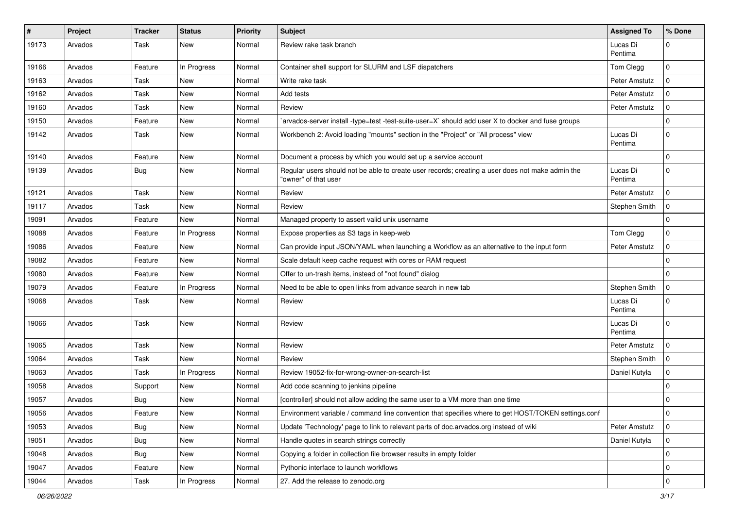| # | Project | Tracker | Status | Priority | Subject | Assigned To | % Done |
|---|---|---|---|---|---|---|---|
| 19173 | Arvados | Task | New | Normal | Review rake task branch | Lucas Di Pentima | 0 |
| 19166 | Arvados | Feature | In Progress | Normal | Container shell support for SLURM and LSF dispatchers | Tom Clegg | 0 |
| 19163 | Arvados | Task | New | Normal | Write rake task | Peter Amstutz | 0 |
| 19162 | Arvados | Task | New | Normal | Add tests | Peter Amstutz | 0 |
| 19160 | Arvados | Task | New | Normal | Review | Peter Amstutz | 0 |
| 19150 | Arvados | Feature | New | Normal | `arvados-server install -type=test -test-suite-user=X` should add user X to docker and fuse groups | | 0 |
| 19142 | Arvados | Task | New | Normal | Workbench 2: Avoid loading "mounts" section in the "Project" or "All process" view | Lucas Di Pentima | 0 |
| 19140 | Arvados | Feature | New | Normal | Document a process by which you would set up a service account | | 0 |
| 19139 | Arvados | Bug | New | Normal | Regular users should not be able to create user records; creating a user does not make admin the "owner" of that user | Lucas Di Pentima | 0 |
| 19121 | Arvados | Task | New | Normal | Review | Peter Amstutz | 0 |
| 19117 | Arvados | Task | New | Normal | Review | Stephen Smith | 0 |
| 19091 | Arvados | Feature | New | Normal | Managed property to assert valid unix username | | 0 |
| 19088 | Arvados | Feature | In Progress | Normal | Expose properties as S3 tags in keep-web | Tom Clegg | 0 |
| 19086 | Arvados | Feature | New | Normal | Can provide input JSON/YAML when launching a Workflow as an alternative to the input form | Peter Amstutz | 0 |
| 19082 | Arvados | Feature | New | Normal | Scale default keep cache request with cores or RAM request | | 0 |
| 19080 | Arvados | Feature | New | Normal | Offer to un-trash items, instead of "not found" dialog | | 0 |
| 19079 | Arvados | Feature | In Progress | Normal | Need to be able to open links from advance search in new tab | Stephen Smith | 0 |
| 19068 | Arvados | Task | New | Normal | Review | Lucas Di Pentima | 0 |
| 19066 | Arvados | Task | New | Normal | Review | Lucas Di Pentima | 0 |
| 19065 | Arvados | Task | New | Normal | Review | Peter Amstutz | 0 |
| 19064 | Arvados | Task | New | Normal | Review | Stephen Smith | 0 |
| 19063 | Arvados | Task | In Progress | Normal | Review 19052-fix-for-wrong-owner-on-search-list | Daniel Kutyła | 0 |
| 19058 | Arvados | Support | New | Normal | Add code scanning to jenkins pipeline | | 0 |
| 19057 | Arvados | Bug | New | Normal | [controller] should not allow adding the same user to a VM more than one time | | 0 |
| 19056 | Arvados | Feature | New | Normal | Environment variable / command line convention that specifies where to get HOST/TOKEN settings.conf | | 0 |
| 19053 | Arvados | Bug | New | Normal | Update 'Technology' page to link to relevant parts of doc.arvados.org instead of wiki | Peter Amstutz | 0 |
| 19051 | Arvados | Bug | New | Normal | Handle quotes in search strings correctly | Daniel Kutyła | 0 |
| 19048 | Arvados | Bug | New | Normal | Copying a folder in collection file browser results in empty folder | | 0 |
| 19047 | Arvados | Feature | New | Normal | Pythonic interface to launch workflows | | 0 |
| 19044 | Arvados | Task | In Progress | Normal | 27. Add the release to zenodo.org | | 0 |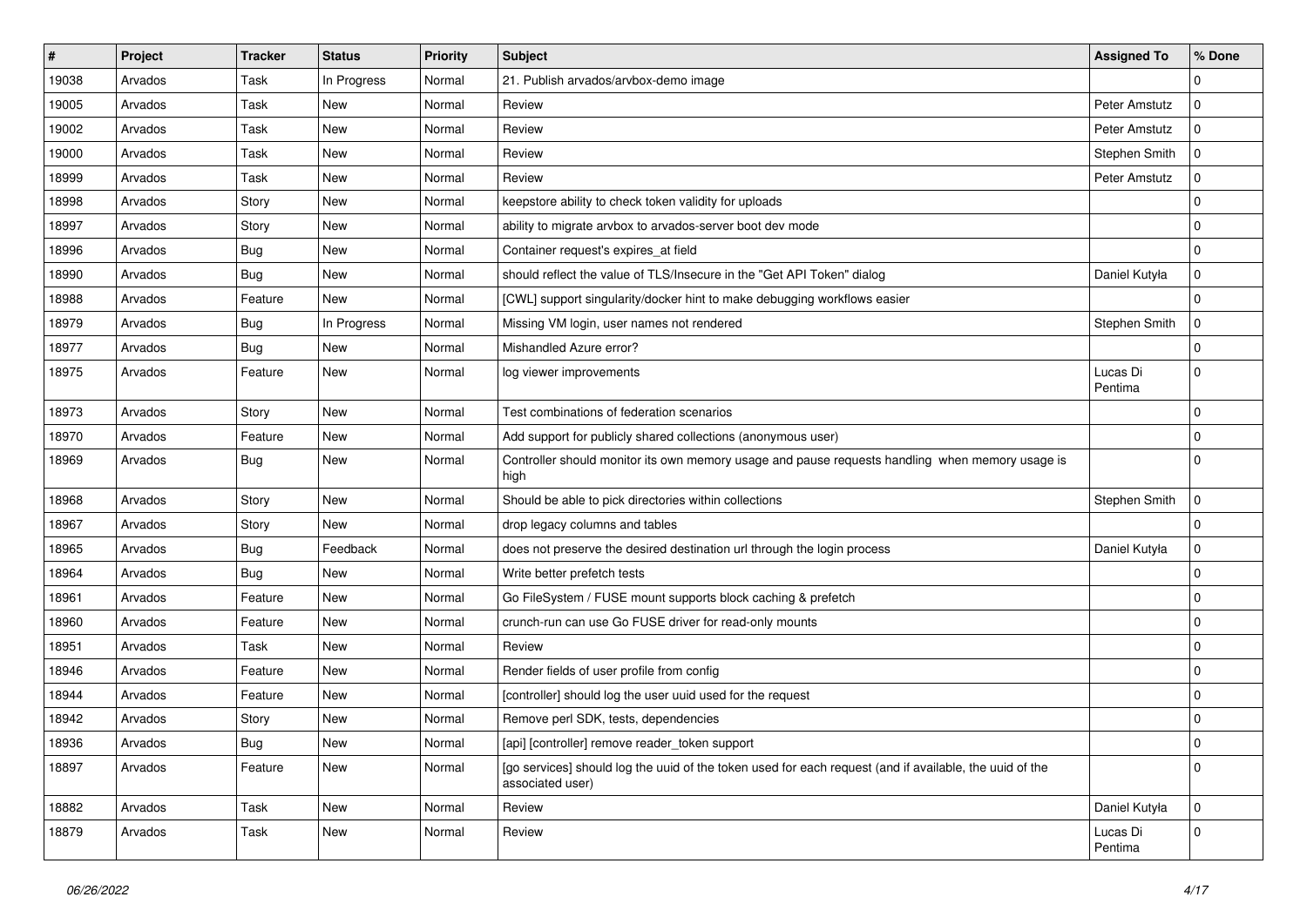| # | Project | Tracker | Status | Priority | Subject | Assigned To | % Done |
|---|---|---|---|---|---|---|---|
| 19038 | Arvados | Task | In Progress | Normal | 21. Publish arvados/arvbox-demo image | | 0 |
| 19005 | Arvados | Task | New | Normal | Review | Peter Amstutz | 0 |
| 19002 | Arvados | Task | New | Normal | Review | Peter Amstutz | 0 |
| 19000 | Arvados | Task | New | Normal | Review | Stephen Smith | 0 |
| 18999 | Arvados | Task | New | Normal | Review | Peter Amstutz | 0 |
| 18998 | Arvados | Story | New | Normal | keepstore ability to check token validity for uploads | | 0 |
| 18997 | Arvados | Story | New | Normal | ability to migrate arvbox to arvados-server boot dev mode | | 0 |
| 18996 | Arvados | Bug | New | Normal | Container request's expires_at field | | 0 |
| 18990 | Arvados | Bug | New | Normal | should reflect the value of TLS/Insecure in the "Get API Token" dialog | Daniel Kutyła | 0 |
| 18988 | Arvados | Feature | New | Normal | [CWL] support singularity/docker hint to make debugging workflows easier | | 0 |
| 18979 | Arvados | Bug | In Progress | Normal | Missing VM login, user names not rendered | Stephen Smith | 0 |
| 18977 | Arvados | Bug | New | Normal | Mishandled Azure error? | | 0 |
| 18975 | Arvados | Feature | New | Normal | log viewer improvements | Lucas Di Pentima | 0 |
| 18973 | Arvados | Story | New | Normal | Test combinations of federation scenarios | | 0 |
| 18970 | Arvados | Feature | New | Normal | Add support for publicly shared collections (anonymous user) | | 0 |
| 18969 | Arvados | Bug | New | Normal | Controller should monitor its own memory usage and pause requests handling when memory usage is high | | 0 |
| 18968 | Arvados | Story | New | Normal | Should be able to pick directories within collections | Stephen Smith | 0 |
| 18967 | Arvados | Story | New | Normal | drop legacy columns and tables | | 0 |
| 18965 | Arvados | Bug | Feedback | Normal | does not preserve the desired destination url through the login process | Daniel Kutyła | 0 |
| 18964 | Arvados | Bug | New | Normal | Write better prefetch tests | | 0 |
| 18961 | Arvados | Feature | New | Normal | Go FileSystem / FUSE mount supports block caching & prefetch | | 0 |
| 18960 | Arvados | Feature | New | Normal | crunch-run can use Go FUSE driver for read-only mounts | | 0 |
| 18951 | Arvados | Task | New | Normal | Review | | 0 |
| 18946 | Arvados | Feature | New | Normal | Render fields of user profile from config | | 0 |
| 18944 | Arvados | Feature | New | Normal | [controller] should log the user uuid used for the request | | 0 |
| 18942 | Arvados | Story | New | Normal | Remove perl SDK, tests, dependencies | | 0 |
| 18936 | Arvados | Bug | New | Normal | [api] [controller] remove reader_token support | | 0 |
| 18897 | Arvados | Feature | New | Normal | [go services] should log the uuid of the token used for each request (and if available, the uuid of the associated user) | | 0 |
| 18882 | Arvados | Task | New | Normal | Review | Daniel Kutyła | 0 |
| 18879 | Arvados | Task | New | Normal | Review | Lucas Di Pentima | 0 |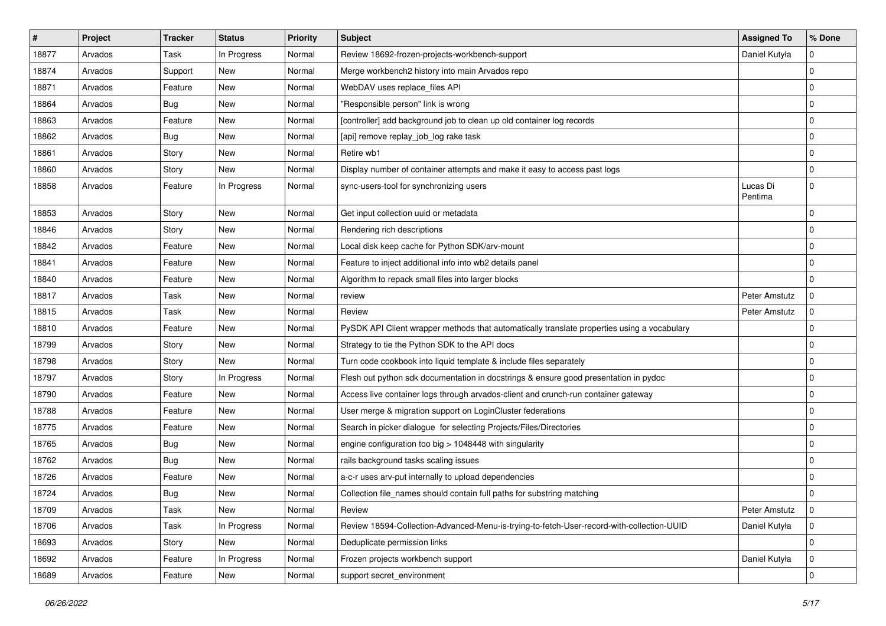| # | Project | Tracker | Status | Priority | Subject | Assigned To | % Done |
|---|---|---|---|---|---|---|---|
| 18877 | Arvados | Task | In Progress | Normal | Review 18692-frozen-projects-workbench-support | Daniel Kutyła | 0 |
| 18874 | Arvados | Support | New | Normal | Merge workbench2 history into main Arvados repo | | 0 |
| 18871 | Arvados | Feature | New | Normal | WebDAV uses replace_files API | | 0 |
| 18864 | Arvados | Bug | New | Normal | "Responsible person" link is wrong | | 0 |
| 18863 | Arvados | Feature | New | Normal | [controller] add background job to clean up old container log records | | 0 |
| 18862 | Arvados | Bug | New | Normal | [api] remove replay_job_log rake task | | 0 |
| 18861 | Arvados | Story | New | Normal | Retire wb1 | | 0 |
| 18860 | Arvados | Story | New | Normal | Display number of container attempts and make it easy to access past logs | | 0 |
| 18858 | Arvados | Feature | In Progress | Normal | sync-users-tool for synchronizing users | Lucas Di Pentima | 0 |
| 18853 | Arvados | Story | New | Normal | Get input collection uuid or metadata | | 0 |
| 18846 | Arvados | Story | New | Normal | Rendering rich descriptions | | 0 |
| 18842 | Arvados | Feature | New | Normal | Local disk keep cache for Python SDK/arv-mount | | 0 |
| 18841 | Arvados | Feature | New | Normal | Feature to inject additional info into wb2 details panel | | 0 |
| 18840 | Arvados | Feature | New | Normal | Algorithm to repack small files into larger blocks | | 0 |
| 18817 | Arvados | Task | New | Normal | review | Peter Amstutz | 0 |
| 18815 | Arvados | Task | New | Normal | Review | Peter Amstutz | 0 |
| 18810 | Arvados | Feature | New | Normal | PySDK API Client wrapper methods that automatically translate properties using a vocabulary | | 0 |
| 18799 | Arvados | Story | New | Normal | Strategy to tie the Python SDK to the API docs | | 0 |
| 18798 | Arvados | Story | New | Normal | Turn code cookbook into liquid template & include files separately | | 0 |
| 18797 | Arvados | Story | In Progress | Normal | Flesh out python sdk documentation in docstrings & ensure good presentation in pydoc | | 0 |
| 18790 | Arvados | Feature | New | Normal | Access live container logs through arvados-client and crunch-run container gateway | | 0 |
| 18788 | Arvados | Feature | New | Normal | User merge & migration support on LoginCluster federations | | 0 |
| 18775 | Arvados | Feature | New | Normal | Search in picker dialogue for selecting Projects/Files/Directories | | 0 |
| 18765 | Arvados | Bug | New | Normal | engine configuration too big > 1048448 with singularity | | 0 |
| 18762 | Arvados | Bug | New | Normal | rails background tasks scaling issues | | 0 |
| 18726 | Arvados | Feature | New | Normal | a-c-r uses arv-put internally to upload dependencies | | 0 |
| 18724 | Arvados | Bug | New | Normal | Collection file_names should contain full paths for substring matching | | 0 |
| 18709 | Arvados | Task | New | Normal | Review | Peter Amstutz | 0 |
| 18706 | Arvados | Task | In Progress | Normal | Review 18594-Collection-Advanced-Menu-is-trying-to-fetch-User-record-with-collection-UUID | Daniel Kutyła | 0 |
| 18693 | Arvados | Story | New | Normal | Deduplicate permission links | | 0 |
| 18692 | Arvados | Feature | In Progress | Normal | Frozen projects workbench support | Daniel Kutyła | 0 |
| 18689 | Arvados | Feature | New | Normal | support secret_environment | | 0 |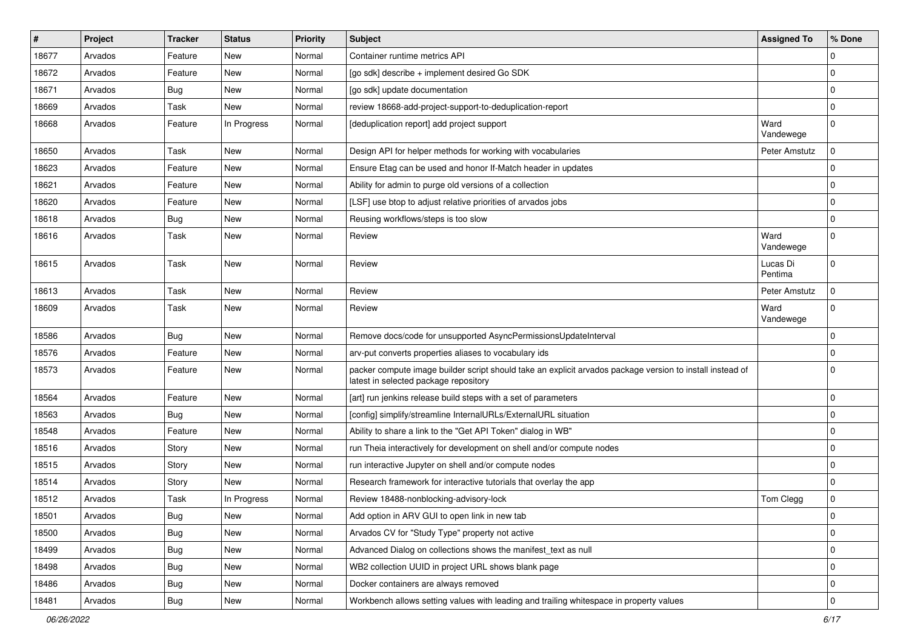| # | Project | Tracker | Status | Priority | Subject | Assigned To | % Done |
|---|---|---|---|---|---|---|---|
| 18677 | Arvados | Feature | New | Normal | Container runtime metrics API | | 0 |
| 18672 | Arvados | Feature | New | Normal | [go sdk] describe + implement desired Go SDK | | 0 |
| 18671 | Arvados | Bug | New | Normal | [go sdk] update documentation | | 0 |
| 18669 | Arvados | Task | New | Normal | review 18668-add-project-support-to-deduplication-report | | 0 |
| 18668 | Arvados | Feature | In Progress | Normal | [deduplication report] add project support | Ward Vandewege | 0 |
| 18650 | Arvados | Task | New | Normal | Design API for helper methods for working with vocabularies | Peter Amstutz | 0 |
| 18623 | Arvados | Feature | New | Normal | Ensure Etag can be used and honor If-Match header in updates | | 0 |
| 18621 | Arvados | Feature | New | Normal | Ability for admin to purge old versions of a collection | | 0 |
| 18620 | Arvados | Feature | New | Normal | [LSF] use btop to adjust relative priorities of arvados jobs | | 0 |
| 18618 | Arvados | Bug | New | Normal | Reusing workflows/steps is too slow | | 0 |
| 18616 | Arvados | Task | New | Normal | Review | Ward Vandewege | 0 |
| 18615 | Arvados | Task | New | Normal | Review | Lucas Di Pentima | 0 |
| 18613 | Arvados | Task | New | Normal | Review | Peter Amstutz | 0 |
| 18609 | Arvados | Task | New | Normal | Review | Ward Vandewege | 0 |
| 18586 | Arvados | Bug | New | Normal | Remove docs/code for unsupported AsyncPermissionsUpdateInterval | | 0 |
| 18576 | Arvados | Feature | New | Normal | arv-put converts properties aliases to vocabulary ids | | 0 |
| 18573 | Arvados | Feature | New | Normal | packer compute image builder script should take an explicit arvados package version to install instead of latest in selected package repository | | 0 |
| 18564 | Arvados | Feature | New | Normal | [art] run jenkins release build steps with a set of parameters | | 0 |
| 18563 | Arvados | Bug | New | Normal | [config] simplify/streamline InternalURLs/ExternalURL situation | | 0 |
| 18548 | Arvados | Feature | New | Normal | Ability to share a link to the "Get API Token" dialog in WB" | | 0 |
| 18516 | Arvados | Story | New | Normal | run Theia interactively for development on shell and/or compute nodes | | 0 |
| 18515 | Arvados | Story | New | Normal | run interactive Jupyter on shell and/or compute nodes | | 0 |
| 18514 | Arvados | Story | New | Normal | Research framework for interactive tutorials that overlay the app | | 0 |
| 18512 | Arvados | Task | In Progress | Normal | Review 18488-nonblocking-advisory-lock | Tom Clegg | 0 |
| 18501 | Arvados | Bug | New | Normal | Add option in ARV GUI to open link in new tab | | 0 |
| 18500 | Arvados | Bug | New | Normal | Arvados CV for "Study Type" property not active | | 0 |
| 18499 | Arvados | Bug | New | Normal | Advanced Dialog on collections shows the manifest_text as null | | 0 |
| 18498 | Arvados | Bug | New | Normal | WB2 collection UUID in project URL shows blank page | | 0 |
| 18486 | Arvados | Bug | New | Normal | Docker containers are always removed | | 0 |
| 18481 | Arvados | Bug | New | Normal | Workbench allows setting values with leading and trailing whitespace in property values | | 0 |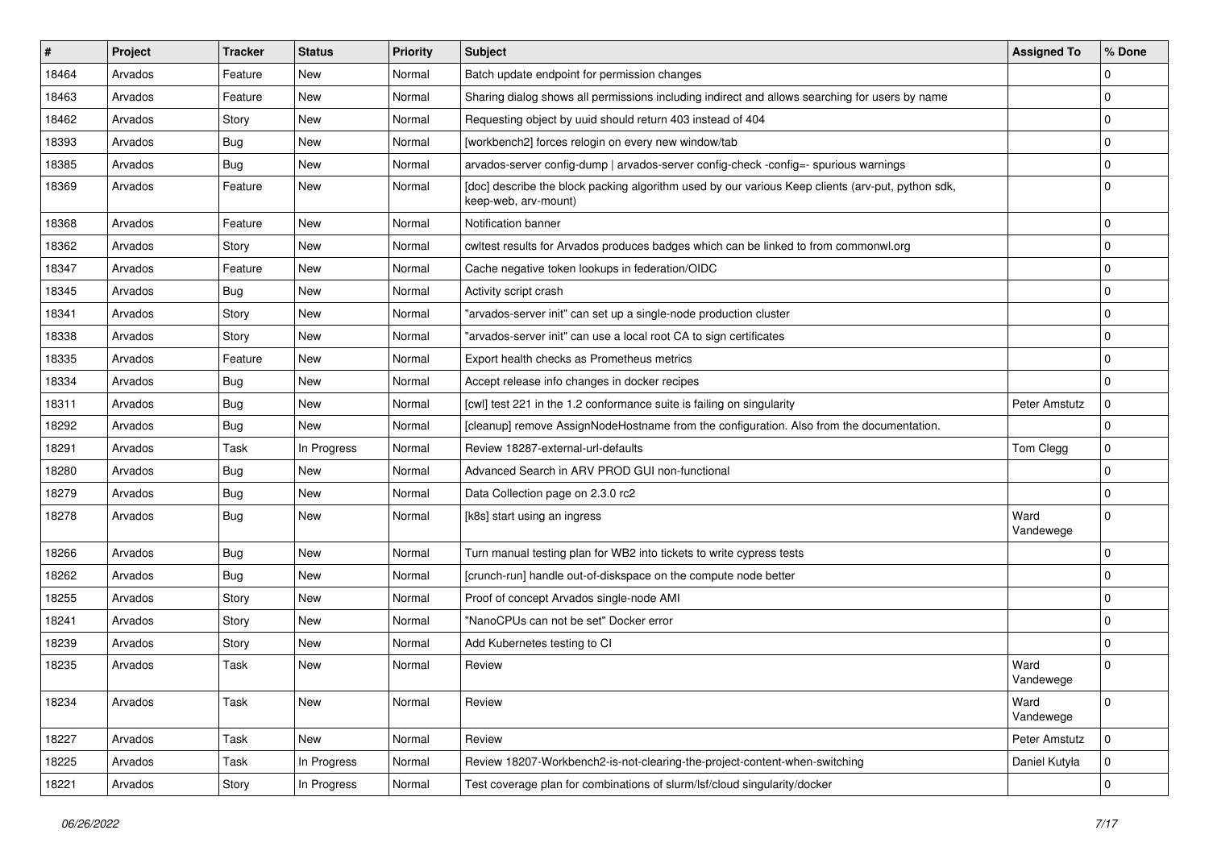| # | Project | Tracker | Status | Priority | Subject | Assigned To | % Done |
|---|---|---|---|---|---|---|---|
| 18464 | Arvados | Feature | New | Normal | Batch update endpoint for permission changes | | 0 |
| 18463 | Arvados | Feature | New | Normal | Sharing dialog shows all permissions including indirect and allows searching for users by name | | 0 |
| 18462 | Arvados | Story | New | Normal | Requesting object by uuid should return 403 instead of 404 | | 0 |
| 18393 | Arvados | Bug | New | Normal | [workbench2] forces relogin on every new window/tab | | 0 |
| 18385 | Arvados | Bug | New | Normal | arvados-server config-dump \| arvados-server config-check -config=- spurious warnings | | 0 |
| 18369 | Arvados | Feature | New | Normal | [doc] describe the block packing algorithm used by our various Keep clients (arv-put, python sdk, keep-web, arv-mount) | | 0 |
| 18368 | Arvados | Feature | New | Normal | Notification banner | | 0 |
| 18362 | Arvados | Story | New | Normal | cwltest results for Arvados produces badges which can be linked to from commonwl.org | | 0 |
| 18347 | Arvados | Feature | New | Normal | Cache negative token lookups in federation/OIDC | | 0 |
| 18345 | Arvados | Bug | New | Normal | Activity script crash | | 0 |
| 18341 | Arvados | Story | New | Normal | "arvados-server init" can set up a single-node production cluster | | 0 |
| 18338 | Arvados | Story | New | Normal | "arvados-server init" can use a local root CA to sign certificates | | 0 |
| 18335 | Arvados | Feature | New | Normal | Export health checks as Prometheus metrics | | 0 |
| 18334 | Arvados | Bug | New | Normal | Accept release info changes in docker recipes | | 0 |
| 18311 | Arvados | Bug | New | Normal | [cwl] test 221 in the 1.2 conformance suite is failing on singularity | Peter Amstutz | 0 |
| 18292 | Arvados | Bug | New | Normal | [cleanup] remove AssignNodeHostname from the configuration. Also from the documentation. | | 0 |
| 18291 | Arvados | Task | In Progress | Normal | Review 18287-external-url-defaults | Tom Clegg | 0 |
| 18280 | Arvados | Bug | New | Normal | Advanced Search in ARV PROD GUI non-functional | | 0 |
| 18279 | Arvados | Bug | New | Normal | Data Collection page on 2.3.0 rc2 | | 0 |
| 18278 | Arvados | Bug | New | Normal | [k8s] start using an ingress | Ward Vandewege | 0 |
| 18266 | Arvados | Bug | New | Normal | Turn manual testing plan for WB2 into tickets to write cypress tests | | 0 |
| 18262 | Arvados | Bug | New | Normal | [crunch-run] handle out-of-diskspace on the compute node better | | 0 |
| 18255 | Arvados | Story | New | Normal | Proof of concept Arvados single-node AMI | | 0 |
| 18241 | Arvados | Story | New | Normal | "NanoCPUs can not be set" Docker error | | 0 |
| 18239 | Arvados | Story | New | Normal | Add Kubernetes testing to CI | | 0 |
| 18235 | Arvados | Task | New | Normal | Review | Ward Vandewege | 0 |
| 18234 | Arvados | Task | New | Normal | Review | Ward Vandewege | 0 |
| 18227 | Arvados | Task | New | Normal | Review | Peter Amstutz | 0 |
| 18225 | Arvados | Task | In Progress | Normal | Review 18207-Workbench2-is-not-clearing-the-project-content-when-switching | Daniel Kutyła | 0 |
| 18221 | Arvados | Story | In Progress | Normal | Test coverage plan for combinations of slurm/lsf/cloud singularity/docker | | 0 |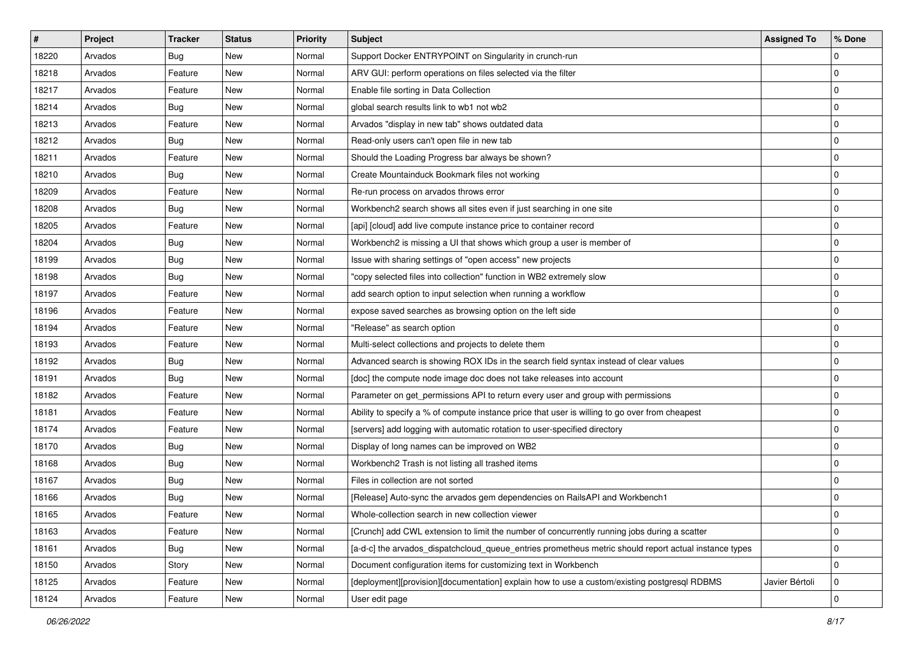| # | Project | Tracker | Status | Priority | Subject | Assigned To | % Done |
| --- | --- | --- | --- | --- | --- | --- | --- |
| 18220 | Arvados | Bug | New | Normal | Support Docker ENTRYPOINT on Singularity in crunch-run | | 0 |
| 18218 | Arvados | Feature | New | Normal | ARV GUI: perform operations on files selected via the filter | | 0 |
| 18217 | Arvados | Feature | New | Normal | Enable file sorting in Data Collection | | 0 |
| 18214 | Arvados | Bug | New | Normal | global search results link to wb1 not wb2 | | 0 |
| 18213 | Arvados | Feature | New | Normal | Arvados "display in new tab" shows outdated data | | 0 |
| 18212 | Arvados | Bug | New | Normal | Read-only users can't open file in new tab | | 0 |
| 18211 | Arvados | Feature | New | Normal | Should the Loading Progress bar always be shown? | | 0 |
| 18210 | Arvados | Bug | New | Normal | Create Mountainduck Bookmark files not working | | 0 |
| 18209 | Arvados | Feature | New | Normal | Re-run process on arvados throws error | | 0 |
| 18208 | Arvados | Bug | New | Normal | Workbench2 search shows all sites even if just searching in one site | | 0 |
| 18205 | Arvados | Feature | New | Normal | [api] [cloud] add live compute instance price to container record | | 0 |
| 18204 | Arvados | Bug | New | Normal | Workbench2 is missing a UI that shows which group a user is member of | | 0 |
| 18199 | Arvados | Bug | New | Normal | Issue with sharing settings of "open access" new projects | | 0 |
| 18198 | Arvados | Bug | New | Normal | "copy selected files into collection" function in WB2 extremely slow | | 0 |
| 18197 | Arvados | Feature | New | Normal | add search option to input selection when running a workflow | | 0 |
| 18196 | Arvados | Feature | New | Normal | expose saved searches as browsing option on the left side | | 0 |
| 18194 | Arvados | Feature | New | Normal | "Release" as search option | | 0 |
| 18193 | Arvados | Feature | New | Normal | Multi-select collections and projects to delete them | | 0 |
| 18192 | Arvados | Bug | New | Normal | Advanced search is showing ROX IDs in the search field syntax instead of clear values | | 0 |
| 18191 | Arvados | Bug | New | Normal | [doc] the compute node image doc does not take releases into account | | 0 |
| 18182 | Arvados | Feature | New | Normal | Parameter on get_permissions API to return every user and group with permissions | | 0 |
| 18181 | Arvados | Feature | New | Normal | Ability to specify a % of compute instance price that user is willing to go over from cheapest | | 0 |
| 18174 | Arvados | Feature | New | Normal | [servers] add logging with automatic rotation to user-specified directory | | 0 |
| 18170 | Arvados | Bug | New | Normal | Display of long names can be improved on WB2 | | 0 |
| 18168 | Arvados | Bug | New | Normal | Workbench2 Trash is not listing all trashed items | | 0 |
| 18167 | Arvados | Bug | New | Normal | Files in collection are not sorted | | 0 |
| 18166 | Arvados | Bug | New | Normal | [Release] Auto-sync the arvados gem dependencies on RailsAPI and Workbench1 | | 0 |
| 18165 | Arvados | Feature | New | Normal | Whole-collection search in new collection viewer | | 0 |
| 18163 | Arvados | Feature | New | Normal | [Crunch] add CWL extension to limit the number of concurrently running jobs during a scatter | | 0 |
| 18161 | Arvados | Bug | New | Normal | [a-d-c] the arvados_dispatchcloud_queue_entries prometheus metric should report actual instance types | | 0 |
| 18150 | Arvados | Story | New | Normal | Document configuration items for customizing text in Workbench | | 0 |
| 18125 | Arvados | Feature | New | Normal | [deployment][provision][documentation] explain how to use a custom/existing postgresql RDBMS | Javier Bértoli | 0 |
| 18124 | Arvados | Feature | New | Normal | User edit page | | 0 |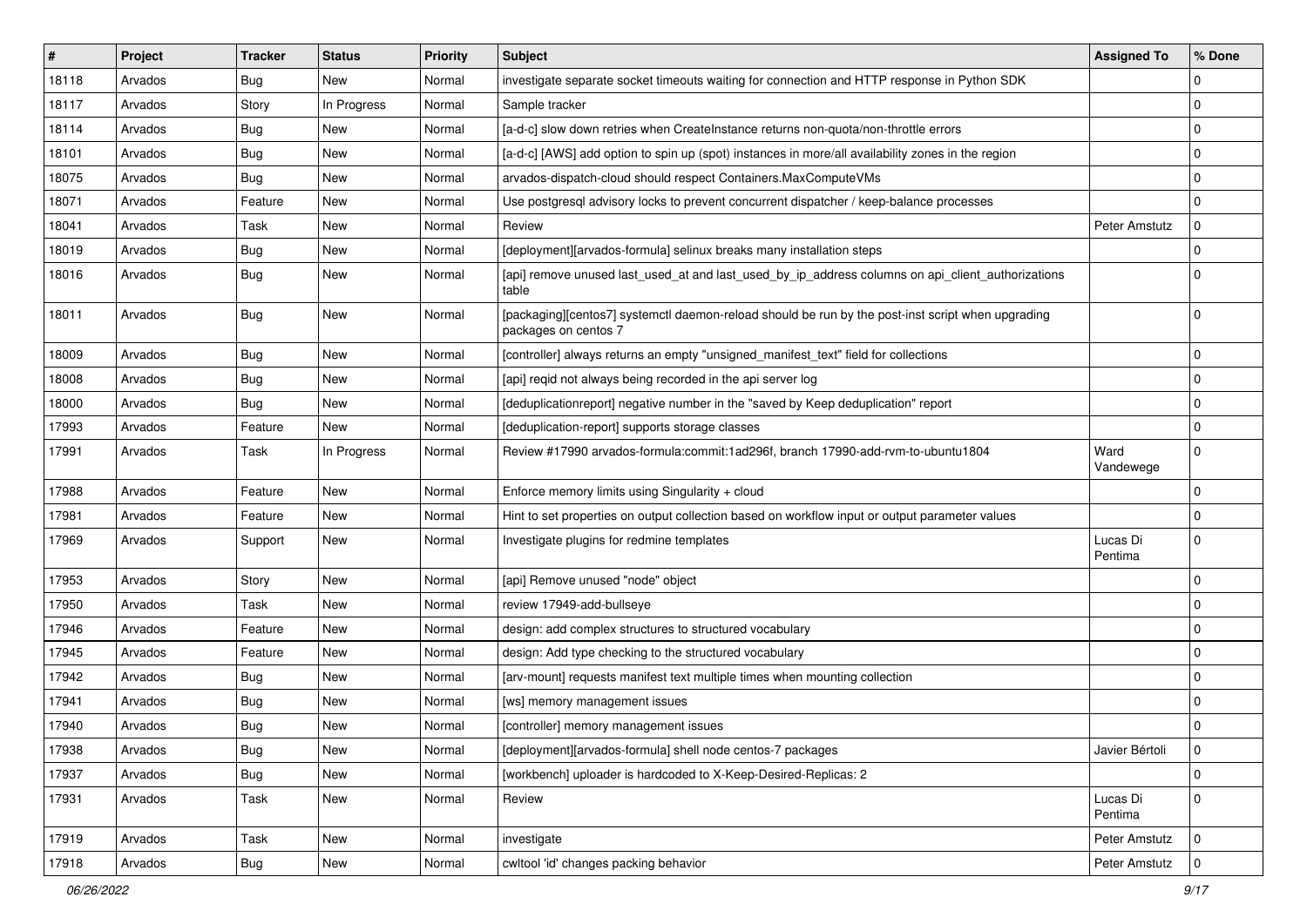| # | Project | Tracker | Status | Priority | Subject | Assigned To | % Done |
|---|---|---|---|---|---|---|---|
| 18118 | Arvados | Bug | New | Normal | investigate separate socket timeouts waiting for connection and HTTP response in Python SDK | | 0 |
| 18117 | Arvados | Story | In Progress | Normal | Sample tracker | | 0 |
| 18114 | Arvados | Bug | New | Normal | [a-d-c] slow down retries when CreateInstance returns non-quota/non-throttle errors | | 0 |
| 18101 | Arvados | Bug | New | Normal | [a-d-c] [AWS] add option to spin up (spot) instances in more/all availability zones in the region | | 0 |
| 18075 | Arvados | Bug | New | Normal | arvados-dispatch-cloud should respect Containers.MaxComputeVMs | | 0 |
| 18071 | Arvados | Feature | New | Normal | Use postgresql advisory locks to prevent concurrent dispatcher / keep-balance processes | | 0 |
| 18041 | Arvados | Task | New | Normal | Review | Peter Amstutz | 0 |
| 18019 | Arvados | Bug | New | Normal | [deployment][arvados-formula] selinux breaks many installation steps | | 0 |
| 18016 | Arvados | Bug | New | Normal | [api] remove unused last_used_at and last_used_by_ip_address columns on api_client_authorizations table | | 0 |
| 18011 | Arvados | Bug | New | Normal | [packaging][centos7] systemctl daemon-reload should be run by the post-inst script when upgrading packages on centos 7 | | 0 |
| 18009 | Arvados | Bug | New | Normal | [controller] always returns an empty "unsigned_manifest_text" field for collections | | 0 |
| 18008 | Arvados | Bug | New | Normal | [api] reqid not always being recorded in the api server log | | 0 |
| 18000 | Arvados | Bug | New | Normal | [deduplicationreport] negative number in the "saved by Keep deduplication" report | | 0 |
| 17993 | Arvados | Feature | New | Normal | [deduplication-report] supports storage classes | | 0 |
| 17991 | Arvados | Task | In Progress | Normal | Review #17990 arvados-formula:commit:1ad296f, branch 17990-add-rvm-to-ubuntu1804 | Ward Vandewege | 0 |
| 17988 | Arvados | Feature | New | Normal | Enforce memory limits using Singularity + cloud | | 0 |
| 17981 | Arvados | Feature | New | Normal | Hint to set properties on output collection based on workflow input or output parameter values | | 0 |
| 17969 | Arvados | Support | New | Normal | Investigate plugins for redmine templates | Lucas Di Pentima | 0 |
| 17953 | Arvados | Story | New | Normal | [api] Remove unused "node" object | | 0 |
| 17950 | Arvados | Task | New | Normal | review 17949-add-bullseye | | 0 |
| 17946 | Arvados | Feature | New | Normal | design: add complex structures to structured vocabulary | | 0 |
| 17945 | Arvados | Feature | New | Normal | design: Add type checking to the structured vocabulary | | 0 |
| 17942 | Arvados | Bug | New | Normal | [arv-mount] requests manifest text multiple times when mounting collection | | 0 |
| 17941 | Arvados | Bug | New | Normal | [ws] memory management issues | | 0 |
| 17940 | Arvados | Bug | New | Normal | [controller] memory management issues | | 0 |
| 17938 | Arvados | Bug | New | Normal | [deployment][arvados-formula] shell node centos-7 packages | Javier Bértoli | 0 |
| 17937 | Arvados | Bug | New | Normal | [workbench] uploader is hardcoded to X-Keep-Desired-Replicas: 2 | | 0 |
| 17931 | Arvados | Task | New | Normal | Review | Lucas Di Pentima | 0 |
| 17919 | Arvados | Task | New | Normal | investigate | Peter Amstutz | 0 |
| 17918 | Arvados | Bug | New | Normal | cwltool 'id' changes packing behavior | Peter Amstutz | 0 |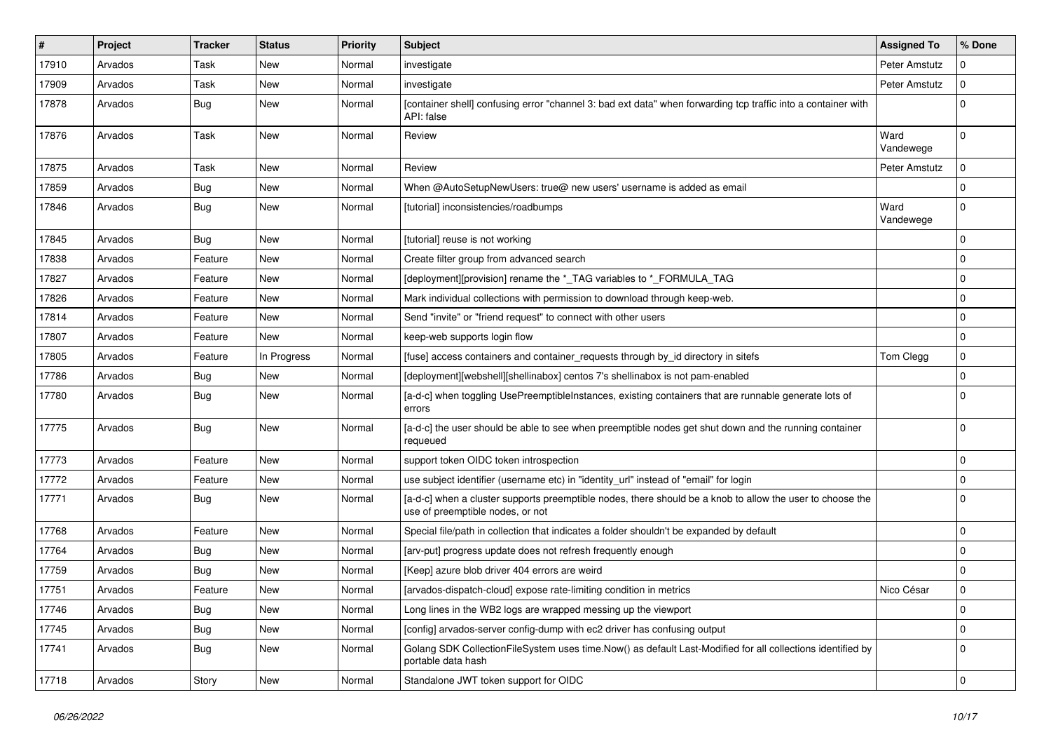| # | Project | Tracker | Status | Priority | Subject | Assigned To | % Done |
| --- | --- | --- | --- | --- | --- | --- | --- |
| 17910 | Arvados | Task | New | Normal | investigate | Peter Amstutz | 0 |
| 17909 | Arvados | Task | New | Normal | investigate | Peter Amstutz | 0 |
| 17878 | Arvados | Bug | New | Normal | [container shell] confusing error "channel 3: bad ext data" when forwarding tcp traffic into a container with API: false | | 0 |
| 17876 | Arvados | Task | New | Normal | Review | Ward Vandewege | 0 |
| 17875 | Arvados | Task | New | Normal | Review | Peter Amstutz | 0 |
| 17859 | Arvados | Bug | New | Normal | When @AutoSetupNewUsers: true@ new users' username is added as email | | 0 |
| 17846 | Arvados | Bug | New | Normal | [tutorial] inconsistencies/roadbumps | Ward Vandewege | 0 |
| 17845 | Arvados | Bug | New | Normal | [tutorial] reuse is not working | | 0 |
| 17838 | Arvados | Feature | New | Normal | Create filter group from advanced search | | 0 |
| 17827 | Arvados | Feature | New | Normal | [deployment][provision] rename the *_TAG variables to *_FORMULA_TAG | | 0 |
| 17826 | Arvados | Feature | New | Normal | Mark individual collections with permission to download through keep-web. | | 0 |
| 17814 | Arvados | Feature | New | Normal | Send "invite" or "friend request" to connect with other users | | 0 |
| 17807 | Arvados | Feature | New | Normal | keep-web supports login flow | | 0 |
| 17805 | Arvados | Feature | In Progress | Normal | [fuse] access containers and container_requests through by_id directory in sitefs | Tom Clegg | 0 |
| 17786 | Arvados | Bug | New | Normal | [deployment][webshell][shellinabox] centos 7's shellinabox is not pam-enabled | | 0 |
| 17780 | Arvados | Bug | New | Normal | [a-d-c] when toggling UsePreemptibleInstances, existing containers that are runnable generate lots of errors | | 0 |
| 17775 | Arvados | Bug | New | Normal | [a-d-c] the user should be able to see when preemptible nodes get shut down and the running container requeued | | 0 |
| 17773 | Arvados | Feature | New | Normal | support token OIDC token introspection | | 0 |
| 17772 | Arvados | Feature | New | Normal | use subject identifier (username etc) in "identity_url" instead of "email" for login | | 0 |
| 17771 | Arvados | Bug | New | Normal | [a-d-c] when a cluster supports preemptible nodes, there should be a knob to allow the user to choose the use of preemptible nodes, or not | | 0 |
| 17768 | Arvados | Feature | New | Normal | Special file/path in collection that indicates a folder shouldn't be expanded by default | | 0 |
| 17764 | Arvados | Bug | New | Normal | [arv-put] progress update does not refresh frequently enough | | 0 |
| 17759 | Arvados | Bug | New | Normal | [Keep] azure blob driver 404 errors are weird | | 0 |
| 17751 | Arvados | Feature | New | Normal | [arvados-dispatch-cloud] expose rate-limiting condition in metrics | Nico César | 0 |
| 17746 | Arvados | Bug | New | Normal | Long lines in the WB2 logs are wrapped messing up the viewport | | 0 |
| 17745 | Arvados | Bug | New | Normal | [config] arvados-server config-dump with ec2 driver has confusing output | | 0 |
| 17741 | Arvados | Bug | New | Normal | Golang SDK CollectionFileSystem uses time.Now() as default Last-Modified for all collections identified by portable data hash | | 0 |
| 17718 | Arvados | Story | New | Normal | Standalone JWT token support for OIDC | | 0 |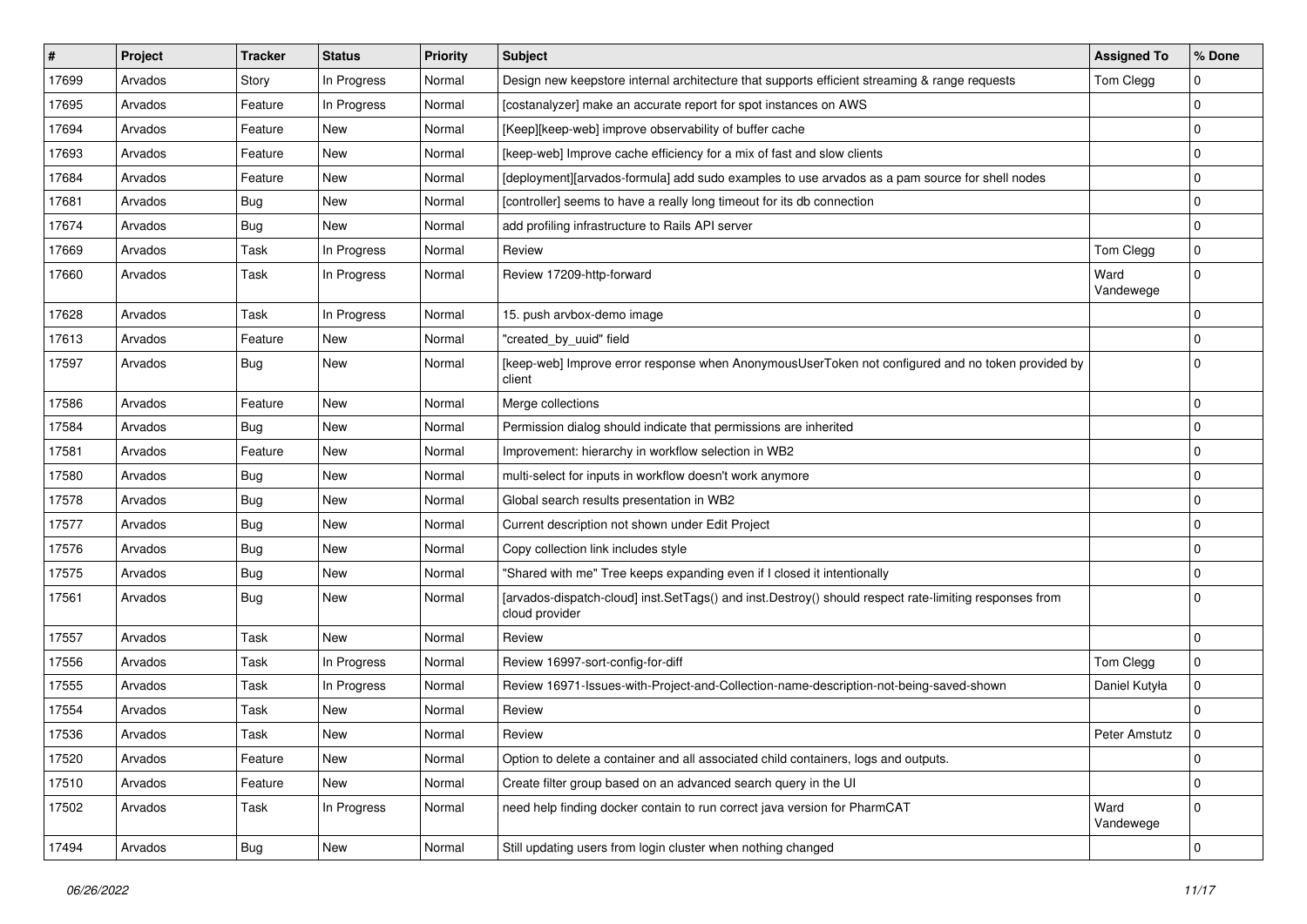| # | Project | Tracker | Status | Priority | Subject | Assigned To | % Done |
|---|---|---|---|---|---|---|---|
| 17699 | Arvados | Story | In Progress | Normal | Design new keepstore internal architecture that supports efficient streaming & range requests | Tom Clegg | 0 |
| 17695 | Arvados | Feature | In Progress | Normal | [costanalyzer] make an accurate report for spot instances on AWS | | 0 |
| 17694 | Arvados | Feature | New | Normal | [Keep][keep-web] improve observability of buffer cache | | 0 |
| 17693 | Arvados | Feature | New | Normal | [keep-web] Improve cache efficiency for a mix of fast and slow clients | | 0 |
| 17684 | Arvados | Feature | New | Normal | [deployment][arvados-formula] add sudo examples to use arvados as a pam source for shell nodes | | 0 |
| 17681 | Arvados | Bug | New | Normal | [controller] seems to have a really long timeout for its db connection | | 0 |
| 17674 | Arvados | Bug | New | Normal | add profiling infrastructure to Rails API server | | 0 |
| 17669 | Arvados | Task | In Progress | Normal | Review | Tom Clegg | 0 |
| 17660 | Arvados | Task | In Progress | Normal | Review 17209-http-forward | Ward Vandewege | 0 |
| 17628 | Arvados | Task | In Progress | Normal | 15. push arvbox-demo image | | 0 |
| 17613 | Arvados | Feature | New | Normal | "created_by_uuid" field | | 0 |
| 17597 | Arvados | Bug | New | Normal | [keep-web] Improve error response when AnonymousUserToken not configured and no token provided by client | | 0 |
| 17586 | Arvados | Feature | New | Normal | Merge collections | | 0 |
| 17584 | Arvados | Bug | New | Normal | Permission dialog should indicate that permissions are inherited | | 0 |
| 17581 | Arvados | Feature | New | Normal | Improvement: hierarchy in workflow selection in WB2 | | 0 |
| 17580 | Arvados | Bug | New | Normal | multi-select for inputs in workflow doesn't work anymore | | 0 |
| 17578 | Arvados | Bug | New | Normal | Global search results presentation in WB2 | | 0 |
| 17577 | Arvados | Bug | New | Normal | Current description not shown under Edit Project | | 0 |
| 17576 | Arvados | Bug | New | Normal | Copy collection link includes style | | 0 |
| 17575 | Arvados | Bug | New | Normal | "Shared with me" Tree keeps expanding even if I closed it intentionally | | 0 |
| 17561 | Arvados | Bug | New | Normal | [arvados-dispatch-cloud] inst.SetTags() and inst.Destroy() should respect rate-limiting responses from cloud provider | | 0 |
| 17557 | Arvados | Task | New | Normal | Review | | 0 |
| 17556 | Arvados | Task | In Progress | Normal | Review 16997-sort-config-for-diff | Tom Clegg | 0 |
| 17555 | Arvados | Task | In Progress | Normal | Review 16971-Issues-with-Project-and-Collection-name-description-not-being-saved-shown | Daniel Kutyła | 0 |
| 17554 | Arvados | Task | New | Normal | Review | | 0 |
| 17536 | Arvados | Task | New | Normal | Review | Peter Amstutz | 0 |
| 17520 | Arvados | Feature | New | Normal | Option to delete a container and all associated child containers, logs and outputs. | | 0 |
| 17510 | Arvados | Feature | New | Normal | Create filter group based on an advanced search query in the UI | | 0 |
| 17502 | Arvados | Task | In Progress | Normal | need help finding docker contain to run correct java version for PharmCAT | Ward Vandewege | 0 |
| 17494 | Arvados | Bug | New | Normal | Still updating users from login cluster when nothing changed | | 0 |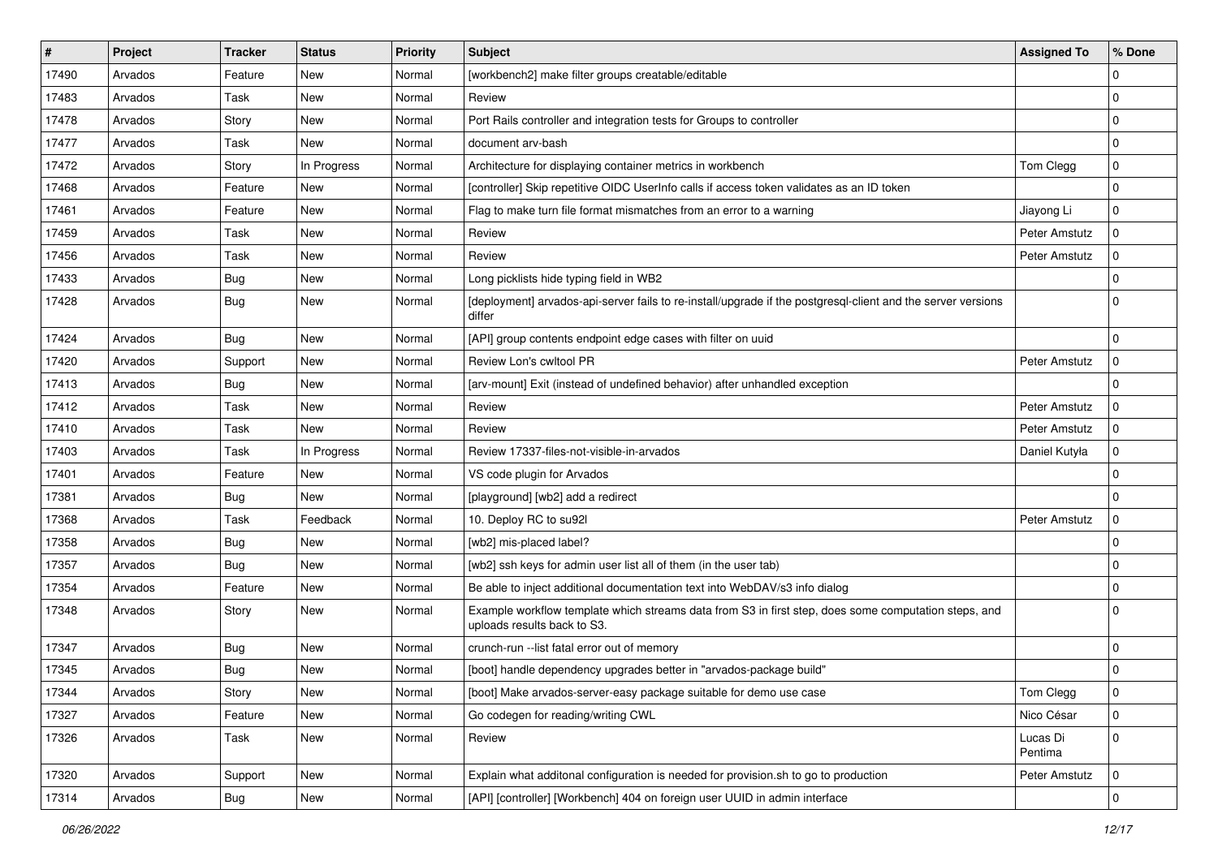| # | Project | Tracker | Status | Priority | Subject | Assigned To | % Done |
|---|---|---|---|---|---|---|---|
| 17490 | Arvados | Feature | New | Normal | [workbench2] make filter groups creatable/editable | | 0 |
| 17483 | Arvados | Task | New | Normal | Review | | 0 |
| 17478 | Arvados | Story | New | Normal | Port Rails controller and integration tests for Groups to controller | | 0 |
| 17477 | Arvados | Task | New | Normal | document arv-bash | | 0 |
| 17472 | Arvados | Story | In Progress | Normal | Architecture for displaying container metrics in workbench | Tom Clegg | 0 |
| 17468 | Arvados | Feature | New | Normal | [controller] Skip repetitive OIDC UserInfo calls if access token validates as an ID token | | 0 |
| 17461 | Arvados | Feature | New | Normal | Flag to make turn file format mismatches from an error to a warning | Jiayong Li | 0 |
| 17459 | Arvados | Task | New | Normal | Review | Peter Amstutz | 0 |
| 17456 | Arvados | Task | New | Normal | Review | Peter Amstutz | 0 |
| 17433 | Arvados | Bug | New | Normal | Long picklists hide typing field in WB2 | | 0 |
| 17428 | Arvados | Bug | New | Normal | [deployment] arvados-api-server fails to re-install/upgrade if the postgresql-client and the server versions differ | | 0 |
| 17424 | Arvados | Bug | New | Normal | [API] group contents endpoint edge cases with filter on uuid | | 0 |
| 17420 | Arvados | Support | New | Normal | Review Lon's cwltool PR | Peter Amstutz | 0 |
| 17413 | Arvados | Bug | New | Normal | [arv-mount] Exit (instead of undefined behavior) after unhandled exception | | 0 |
| 17412 | Arvados | Task | New | Normal | Review | Peter Amstutz | 0 |
| 17410 | Arvados | Task | New | Normal | Review | Peter Amstutz | 0 |
| 17403 | Arvados | Task | In Progress | Normal | Review 17337-files-not-visible-in-arvados | Daniel Kutyła | 0 |
| 17401 | Arvados | Feature | New | Normal | VS code plugin for Arvados | | 0 |
| 17381 | Arvados | Bug | New | Normal | [playground] [wb2] add a redirect | | 0 |
| 17368 | Arvados | Task | Feedback | Normal | 10. Deploy RC to su92l | Peter Amstutz | 0 |
| 17358 | Arvados | Bug | New | Normal | [wb2] mis-placed label? | | 0 |
| 17357 | Arvados | Bug | New | Normal | [wb2] ssh keys for admin user list all of them (in the user tab) | | 0 |
| 17354 | Arvados | Feature | New | Normal | Be able to inject additional documentation text into WebDAV/s3 info dialog | | 0 |
| 17348 | Arvados | Story | New | Normal | Example workflow template which streams data from S3 in first step, does some computation steps, and uploads results back to S3. | | 0 |
| 17347 | Arvados | Bug | New | Normal | crunch-run --list fatal error out of memory | | 0 |
| 17345 | Arvados | Bug | New | Normal | [boot] handle dependency upgrades better in "arvados-package build" | | 0 |
| 17344 | Arvados | Story | New | Normal | [boot] Make arvados-server-easy package suitable for demo use case | Tom Clegg | 0 |
| 17327 | Arvados | Feature | New | Normal | Go codegen for reading/writing CWL | Nico César | 0 |
| 17326 | Arvados | Task | New | Normal | Review | Lucas Di Pentima | 0 |
| 17320 | Arvados | Support | New | Normal | Explain what additonal configuration is needed for provision.sh to go to production | Peter Amstutz | 0 |
| 17314 | Arvados | Bug | New | Normal | [API] [controller] [Workbench] 404 on foreign user UUID in admin interface | | 0 |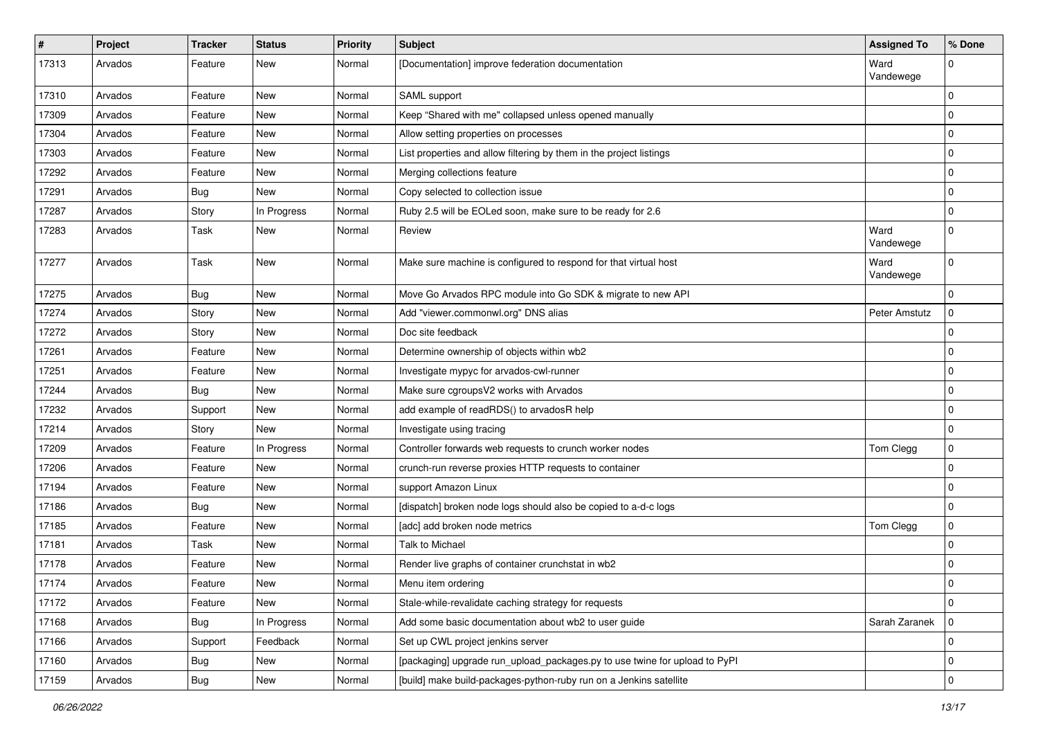| # | Project | Tracker | Status | Priority | Subject | Assigned To | % Done |
|---|---|---|---|---|---|---|---|
| 17313 | Arvados | Feature | New | Normal | [Documentation] improve federation documentation | Ward Vandewege | 0 |
| 17310 | Arvados | Feature | New | Normal | SAML support | | 0 |
| 17309 | Arvados | Feature | New | Normal | Keep "Shared with me" collapsed unless opened manually | | 0 |
| 17304 | Arvados | Feature | New | Normal | Allow setting properties on processes | | 0 |
| 17303 | Arvados | Feature | New | Normal | List properties and allow filtering by them in the project listings | | 0 |
| 17292 | Arvados | Feature | New | Normal | Merging collections feature | | 0 |
| 17291 | Arvados | Bug | New | Normal | Copy selected to collection issue | | 0 |
| 17287 | Arvados | Story | In Progress | Normal | Ruby 2.5 will be EOLed soon, make sure to be ready for 2.6 | | 0 |
| 17283 | Arvados | Task | New | Normal | Review | Ward Vandewege | 0 |
| 17277 | Arvados | Task | New | Normal | Make sure machine is configured to respond for that virtual host | Ward Vandewege | 0 |
| 17275 | Arvados | Bug | New | Normal | Move Go Arvados RPC module into Go SDK & migrate to new API | | 0 |
| 17274 | Arvados | Story | New | Normal | Add "viewer.commonwl.org" DNS alias | Peter Amstutz | 0 |
| 17272 | Arvados | Story | New | Normal | Doc site feedback | | 0 |
| 17261 | Arvados | Feature | New | Normal | Determine ownership of objects within wb2 | | 0 |
| 17251 | Arvados | Feature | New | Normal | Investigate mypyc for arvados-cwl-runner | | 0 |
| 17244 | Arvados | Bug | New | Normal | Make sure cgroupsV2 works with Arvados | | 0 |
| 17232 | Arvados | Support | New | Normal | add example of readRDS() to arvadosR help | | 0 |
| 17214 | Arvados | Story | New | Normal | Investigate using tracing | | 0 |
| 17209 | Arvados | Feature | In Progress | Normal | Controller forwards web requests to crunch worker nodes | Tom Clegg | 0 |
| 17206 | Arvados | Feature | New | Normal | crunch-run reverse proxies HTTP requests to container | | 0 |
| 17194 | Arvados | Feature | New | Normal | support Amazon Linux | | 0 |
| 17186 | Arvados | Bug | New | Normal | [dispatch] broken node logs should also be copied to a-d-c logs | | 0 |
| 17185 | Arvados | Feature | New | Normal | [adc] add broken node metrics | Tom Clegg | 0 |
| 17181 | Arvados | Task | New | Normal | Talk to Michael | | 0 |
| 17178 | Arvados | Feature | New | Normal | Render live graphs of container crunchstat in wb2 | | 0 |
| 17174 | Arvados | Feature | New | Normal | Menu item ordering | | 0 |
| 17172 | Arvados | Feature | New | Normal | Stale-while-revalidate caching strategy for requests | | 0 |
| 17168 | Arvados | Bug | In Progress | Normal | Add some basic documentation about wb2 to user guide | Sarah Zaranek | 0 |
| 17166 | Arvados | Support | Feedback | Normal | Set up CWL project jenkins server | | 0 |
| 17160 | Arvados | Bug | New | Normal | [packaging] upgrade run_upload_packages.py to use twine for upload to PyPI | | 0 |
| 17159 | Arvados | Bug | New | Normal | [build] make build-packages-python-ruby run on a Jenkins satellite | | 0 |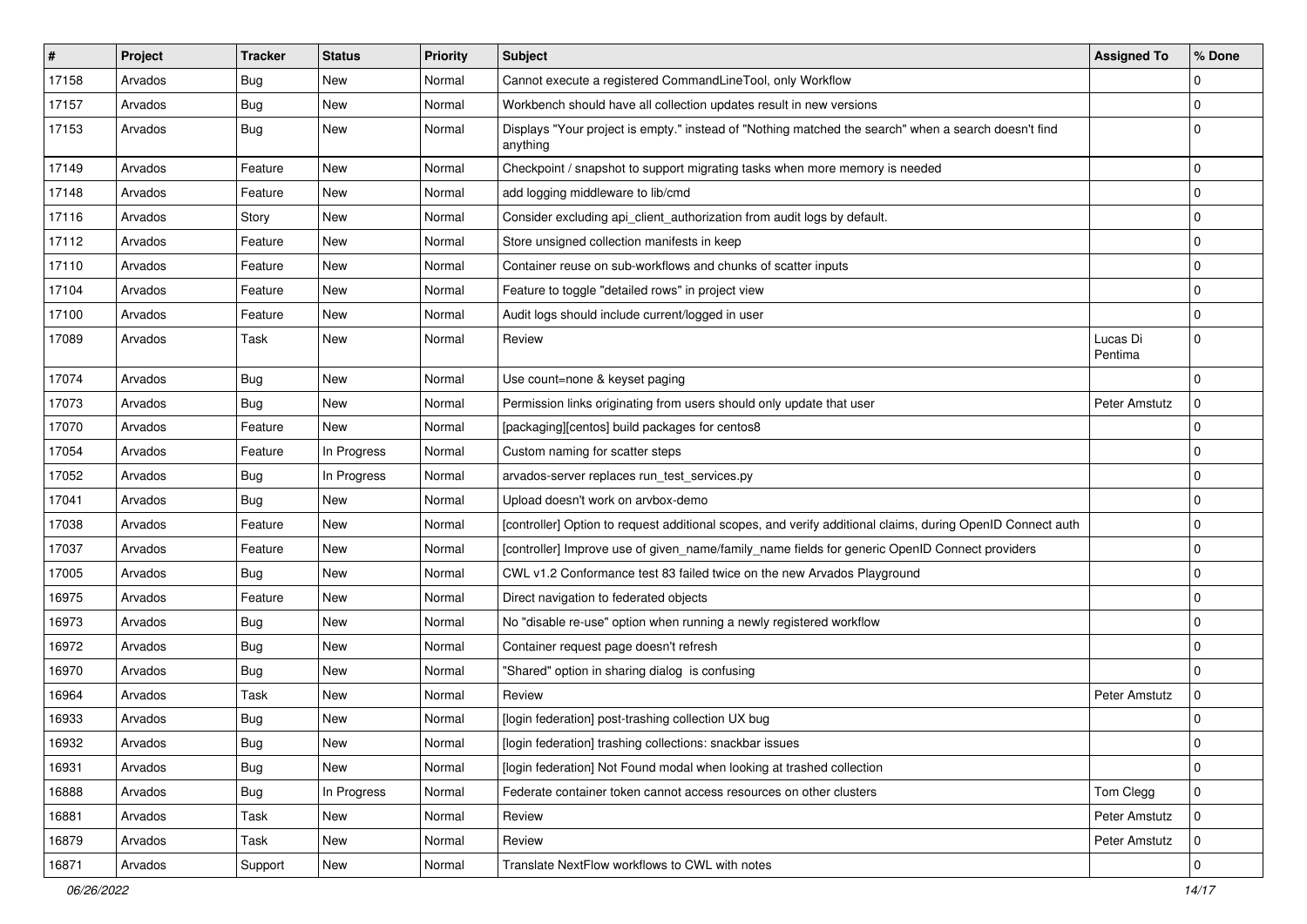| # | Project | Tracker | Status | Priority | Subject | Assigned To | % Done |
|---|---|---|---|---|---|---|---|
| 17158 | Arvados | Bug | New | Normal | Cannot execute a registered CommandLineTool, only Workflow | | 0 |
| 17157 | Arvados | Bug | New | Normal | Workbench should have all collection updates result in new versions | | 0 |
| 17153 | Arvados | Bug | New | Normal | Displays "Your project is empty." instead of "Nothing matched the search" when a search doesn't find anything | | 0 |
| 17149 | Arvados | Feature | New | Normal | Checkpoint / snapshot to support migrating tasks when more memory is needed | | 0 |
| 17148 | Arvados | Feature | New | Normal | add logging middleware to lib/cmd | | 0 |
| 17116 | Arvados | Story | New | Normal | Consider excluding api_client_authorization from audit logs by default. | | 0 |
| 17112 | Arvados | Feature | New | Normal | Store unsigned collection manifests in keep | | 0 |
| 17110 | Arvados | Feature | New | Normal | Container reuse on sub-workflows and chunks of scatter inputs | | 0 |
| 17104 | Arvados | Feature | New | Normal | Feature to toggle "detailed rows" in project view | | 0 |
| 17100 | Arvados | Feature | New | Normal | Audit logs should include current/logged in user | | 0 |
| 17089 | Arvados | Task | New | Normal | Review | Lucas Di Pentima | 0 |
| 17074 | Arvados | Bug | New | Normal | Use count=none & keyset paging | | 0 |
| 17073 | Arvados | Bug | New | Normal | Permission links originating from users should only update that user | Peter Amstutz | 0 |
| 17070 | Arvados | Feature | New | Normal | [packaging][centos] build packages for centos8 | | 0 |
| 17054 | Arvados | Feature | In Progress | Normal | Custom naming for scatter steps | | 0 |
| 17052 | Arvados | Bug | In Progress | Normal | arvados-server replaces run_test_services.py | | 0 |
| 17041 | Arvados | Bug | New | Normal | Upload doesn't work on arvbox-demo | | 0 |
| 17038 | Arvados | Feature | New | Normal | [controller] Option to request additional scopes, and verify additional claims, during OpenID Connect auth | | 0 |
| 17037 | Arvados | Feature | New | Normal | [controller] Improve use of given_name/family_name fields for generic OpenID Connect providers | | 0 |
| 17005 | Arvados | Bug | New | Normal | CWL v1.2 Conformance test 83 failed twice on the new Arvados Playground | | 0 |
| 16975 | Arvados | Feature | New | Normal | Direct navigation to federated objects | | 0 |
| 16973 | Arvados | Bug | New | Normal | No "disable re-use" option when running a newly registered workflow | | 0 |
| 16972 | Arvados | Bug | New | Normal | Container request page doesn't refresh | | 0 |
| 16970 | Arvados | Bug | New | Normal | "Shared" option in sharing dialog is confusing | | 0 |
| 16964 | Arvados | Task | New | Normal | Review | Peter Amstutz | 0 |
| 16933 | Arvados | Bug | New | Normal | [login federation] post-trashing collection UX bug | | 0 |
| 16932 | Arvados | Bug | New | Normal | [login federation] trashing collections: snackbar issues | | 0 |
| 16931 | Arvados | Bug | New | Normal | [login federation] Not Found modal when looking at trashed collection | | 0 |
| 16888 | Arvados | Bug | In Progress | Normal | Federate container token cannot access resources on other clusters | Tom Clegg | 0 |
| 16881 | Arvados | Task | New | Normal | Review | Peter Amstutz | 0 |
| 16879 | Arvados | Task | New | Normal | Review | Peter Amstutz | 0 |
| 16871 | Arvados | Support | New | Normal | Translate NextFlow workflows to CWL with notes | | 0 |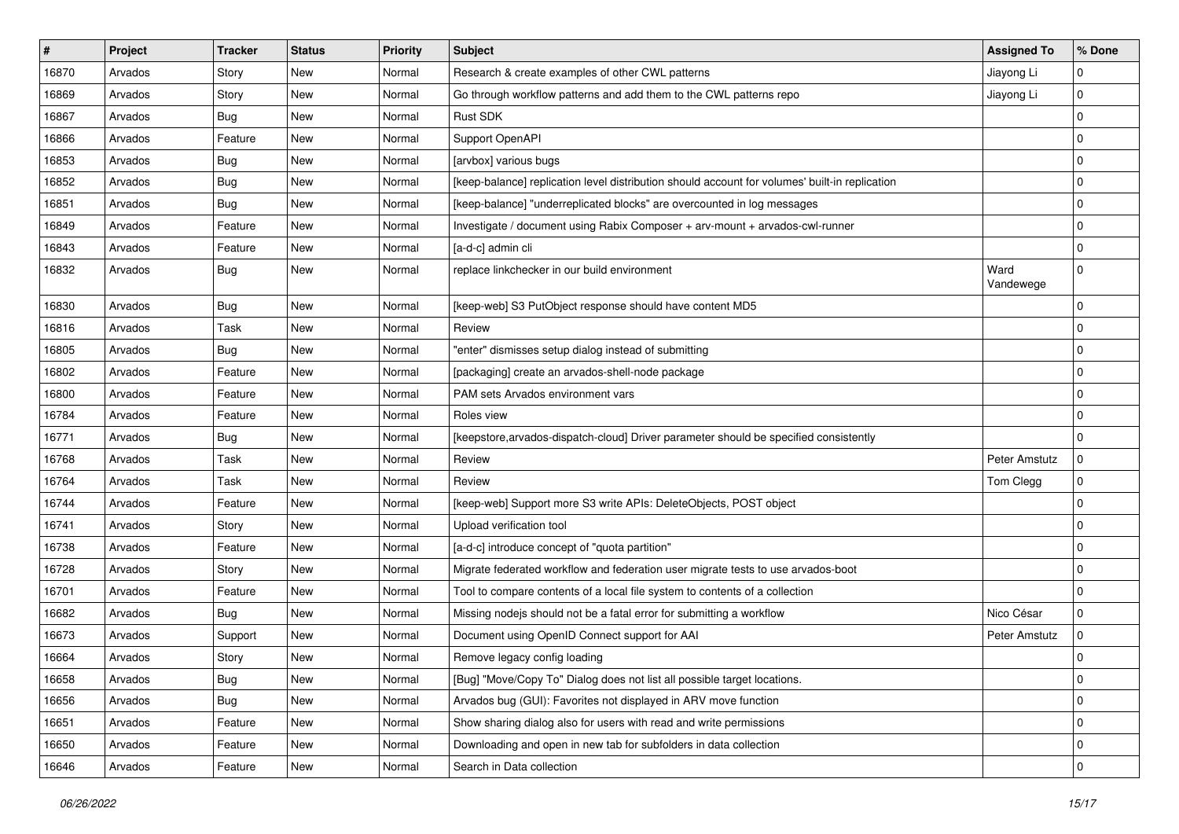| # | Project | Tracker | Status | Priority | Subject | Assigned To | % Done |
|---|---|---|---|---|---|---|---|
| 16870 | Arvados | Story | New | Normal | Research & create examples of other CWL patterns | Jiayong Li | 0 |
| 16869 | Arvados | Story | New | Normal | Go through workflow patterns and add them to the CWL patterns repo | Jiayong Li | 0 |
| 16867 | Arvados | Bug | New | Normal | Rust SDK | | 0 |
| 16866 | Arvados | Feature | New | Normal | Support OpenAPI | | 0 |
| 16853 | Arvados | Bug | New | Normal | [arvbox] various bugs | | 0 |
| 16852 | Arvados | Bug | New | Normal | [keep-balance] replication level distribution should account for volumes' built-in replication | | 0 |
| 16851 | Arvados | Bug | New | Normal | [keep-balance] "underreplicated blocks" are overcounted in log messages | | 0 |
| 16849 | Arvados | Feature | New | Normal | Investigate / document using Rabix Composer + arv-mount + arvados-cwl-runner | | 0 |
| 16843 | Arvados | Feature | New | Normal | [a-d-c] admin cli | | 0 |
| 16832 | Arvados | Bug | New | Normal | replace linkchecker in our build environment | Ward Vandewege | 0 |
| 16830 | Arvados | Bug | New | Normal | [keep-web] S3 PutObject response should have content MD5 | | 0 |
| 16816 | Arvados | Task | New | Normal | Review | | 0 |
| 16805 | Arvados | Bug | New | Normal | "enter" dismisses setup dialog instead of submitting | | 0 |
| 16802 | Arvados | Feature | New | Normal | [packaging] create an arvados-shell-node package | | 0 |
| 16800 | Arvados | Feature | New | Normal | PAM sets Arvados environment vars | | 0 |
| 16784 | Arvados | Feature | New | Normal | Roles view | | 0 |
| 16771 | Arvados | Bug | New | Normal | [keepstore,arvados-dispatch-cloud] Driver parameter should be specified consistently | | 0 |
| 16768 | Arvados | Task | New | Normal | Review | Peter Amstutz | 0 |
| 16764 | Arvados | Task | New | Normal | Review | Tom Clegg | 0 |
| 16744 | Arvados | Feature | New | Normal | [keep-web] Support more S3 write APIs: DeleteObjects, POST object | | 0 |
| 16741 | Arvados | Story | New | Normal | Upload verification tool | | 0 |
| 16738 | Arvados | Feature | New | Normal | [a-d-c] introduce concept of "quota partition" | | 0 |
| 16728 | Arvados | Story | New | Normal | Migrate federated workflow and federation user migrate tests to use arvados-boot | | 0 |
| 16701 | Arvados | Feature | New | Normal | Tool to compare contents of a local file system to contents of a collection | | 0 |
| 16682 | Arvados | Bug | New | Normal | Missing nodejs should not be a fatal error for submitting a workflow | Nico César | 0 |
| 16673 | Arvados | Support | New | Normal | Document using OpenID Connect support for AAI | Peter Amstutz | 0 |
| 16664 | Arvados | Story | New | Normal | Remove legacy config loading | | 0 |
| 16658 | Arvados | Bug | New | Normal | [Bug] "Move/Copy To" Dialog does not list all possible target locations. | | 0 |
| 16656 | Arvados | Bug | New | Normal | Arvados bug (GUI): Favorites not displayed in ARV move function | | 0 |
| 16651 | Arvados | Feature | New | Normal | Show sharing dialog also for users with read and write permissions | | 0 |
| 16650 | Arvados | Feature | New | Normal | Downloading and open in new tab for subfolders in data collection | | 0 |
| 16646 | Arvados | Feature | New | Normal | Search in Data collection | | 0 |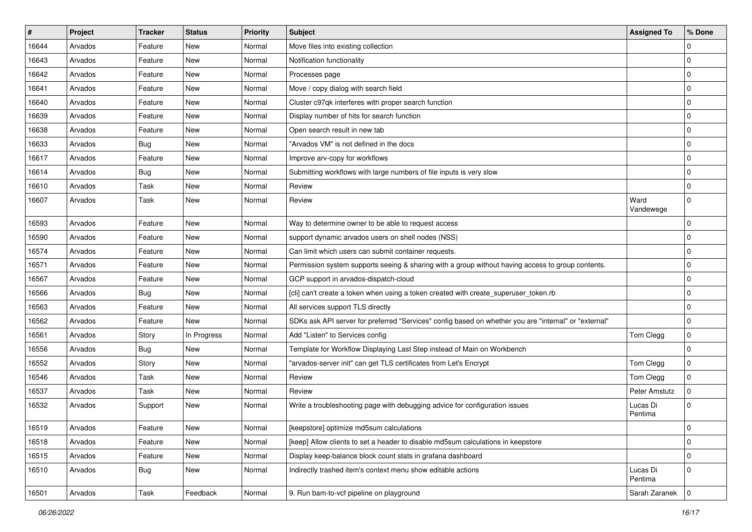| # | Project | Tracker | Status | Priority | Subject | Assigned To | % Done |
|---|---|---|---|---|---|---|---|
| 16644 | Arvados | Feature | New | Normal | Move files into existing collection | | 0 |
| 16643 | Arvados | Feature | New | Normal | Notification functionality | | 0 |
| 16642 | Arvados | Feature | New | Normal | Processes page | | 0 |
| 16641 | Arvados | Feature | New | Normal | Move / copy dialog with search field | | 0 |
| 16640 | Arvados | Feature | New | Normal | Cluster c97qk interferes with proper search function | | 0 |
| 16639 | Arvados | Feature | New | Normal | Display number of hits for search function | | 0 |
| 16638 | Arvados | Feature | New | Normal | Open search result in new tab | | 0 |
| 16633 | Arvados | Bug | New | Normal | "Arvados VM" is not defined in the docs | | 0 |
| 16617 | Arvados | Feature | New | Normal | Improve arv-copy for workflows | | 0 |
| 16614 | Arvados | Bug | New | Normal | Submitting workflows with large numbers of file inputs is very slow | | 0 |
| 16610 | Arvados | Task | New | Normal | Review | | 0 |
| 16607 | Arvados | Task | New | Normal | Review | Ward Vandewege | 0 |
| 16593 | Arvados | Feature | New | Normal | Way to determine owner to be able to request access | | 0 |
| 16590 | Arvados | Feature | New | Normal | support dynamic arvados users on shell nodes (NSS) | | 0 |
| 16574 | Arvados | Feature | New | Normal | Can limit which users can submit container requests. | | 0 |
| 16571 | Arvados | Feature | New | Normal | Permission system supports seeing & sharing with a group without having access to group contents. | | 0 |
| 16567 | Arvados | Feature | New | Normal | GCP support in arvados-dispatch-cloud | | 0 |
| 16566 | Arvados | Bug | New | Normal | [cli] can't create a token when using a token created with create_superuser_token.rb | | 0 |
| 16563 | Arvados | Feature | New | Normal | All services support TLS directly | | 0 |
| 16562 | Arvados | Feature | New | Normal | SDKs ask API server for preferred "Services" config based on whether you are "internal" or "external" | | 0 |
| 16561 | Arvados | Story | In Progress | Normal | Add "Listen" to Services config | Tom Clegg | 0 |
| 16556 | Arvados | Bug | New | Normal | Template for Workflow Displaying Last Step instead of Main on Workbench | | 0 |
| 16552 | Arvados | Story | New | Normal | "arvados-server init" can get TLS certificates from Let's Encrypt | Tom Clegg | 0 |
| 16546 | Arvados | Task | New | Normal | Review | Tom Clegg | 0 |
| 16537 | Arvados | Task | New | Normal | Review | Peter Amstutz | 0 |
| 16532 | Arvados | Support | New | Normal | Write a troubleshooting page with debugging advice for configuration issues | Lucas Di Pentima | 0 |
| 16519 | Arvados | Feature | New | Normal | [keepstore] optimize md5sum calculations | | 0 |
| 16518 | Arvados | Feature | New | Normal | [keep] Allow clients to set a header to disable md5sum calculations in keepstore | | 0 |
| 16515 | Arvados | Feature | New | Normal | Display keep-balance block count stats in grafana dashboard | | 0 |
| 16510 | Arvados | Bug | New | Normal | Indirectly trashed item's context menu show editable actions | Lucas Di Pentima | 0 |
| 16501 | Arvados | Task | Feedback | Normal | 9. Run bam-to-vcf pipeline on playground | Sarah Zaranek | 0 |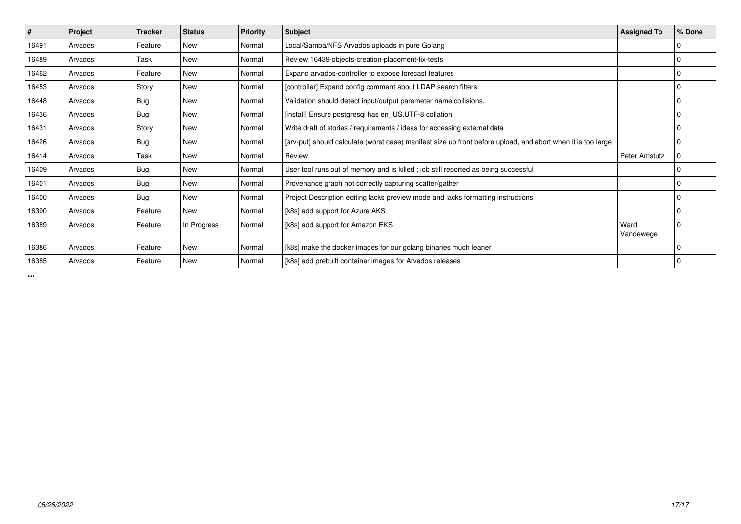| # | Project | Tracker | Status | Priority | Subject | Assigned To | % Done |
|---|---|---|---|---|---|---|---|
| 16491 | Arvados | Feature | New | Normal | Local/Samba/NFS Arvados uploads in pure Golang | | 0 |
| 16489 | Arvados | Task | New | Normal | Review 16439-objects-creation-placement-fix-tests | | 0 |
| 16462 | Arvados | Feature | New | Normal | Expand arvados-controller to expose forecast features | | 0 |
| 16453 | Arvados | Story | New | Normal | [controller] Expand config comment about LDAP search filters | | 0 |
| 16448 | Arvados | Bug | New | Normal | Validation should detect input/output parameter name collisions. | | 0 |
| 16436 | Arvados | Bug | New | Normal | [install] Ensure postgresql has en_US.UTF-8 collation | | 0 |
| 16431 | Arvados | Story | New | Normal | Write draft of stories / requirements / ideas for accessing external data | | 0 |
| 16426 | Arvados | Bug | New | Normal | [arv-put] should calculate (worst case) manifest size up front before upload, and abort when it is too large | | 0 |
| 16414 | Arvados | Task | New | Normal | Review | Peter Amstutz | 0 |
| 16409 | Arvados | Bug | New | Normal | User tool runs out of memory and is killed ; job still reported as being successful | | 0 |
| 16401 | Arvados | Bug | New | Normal | Provenance graph not correctly capturing scatter/gather | | 0 |
| 16400 | Arvados | Bug | New | Normal | Project Description editing lacks preview mode and lacks formatting instructions | | 0 |
| 16390 | Arvados | Feature | New | Normal | [k8s] add support for Azure AKS | | 0 |
| 16389 | Arvados | Feature | In Progress | Normal | [k8s] add support for Amazon EKS | Ward Vandewege | 0 |
| 16386 | Arvados | Feature | New | Normal | [k8s] make the docker images for our golang binaries much leaner | | 0 |
| 16385 | Arvados | Feature | New | Normal | [k8s] add prebuilt container images for Arvados releases | | 0 |

...